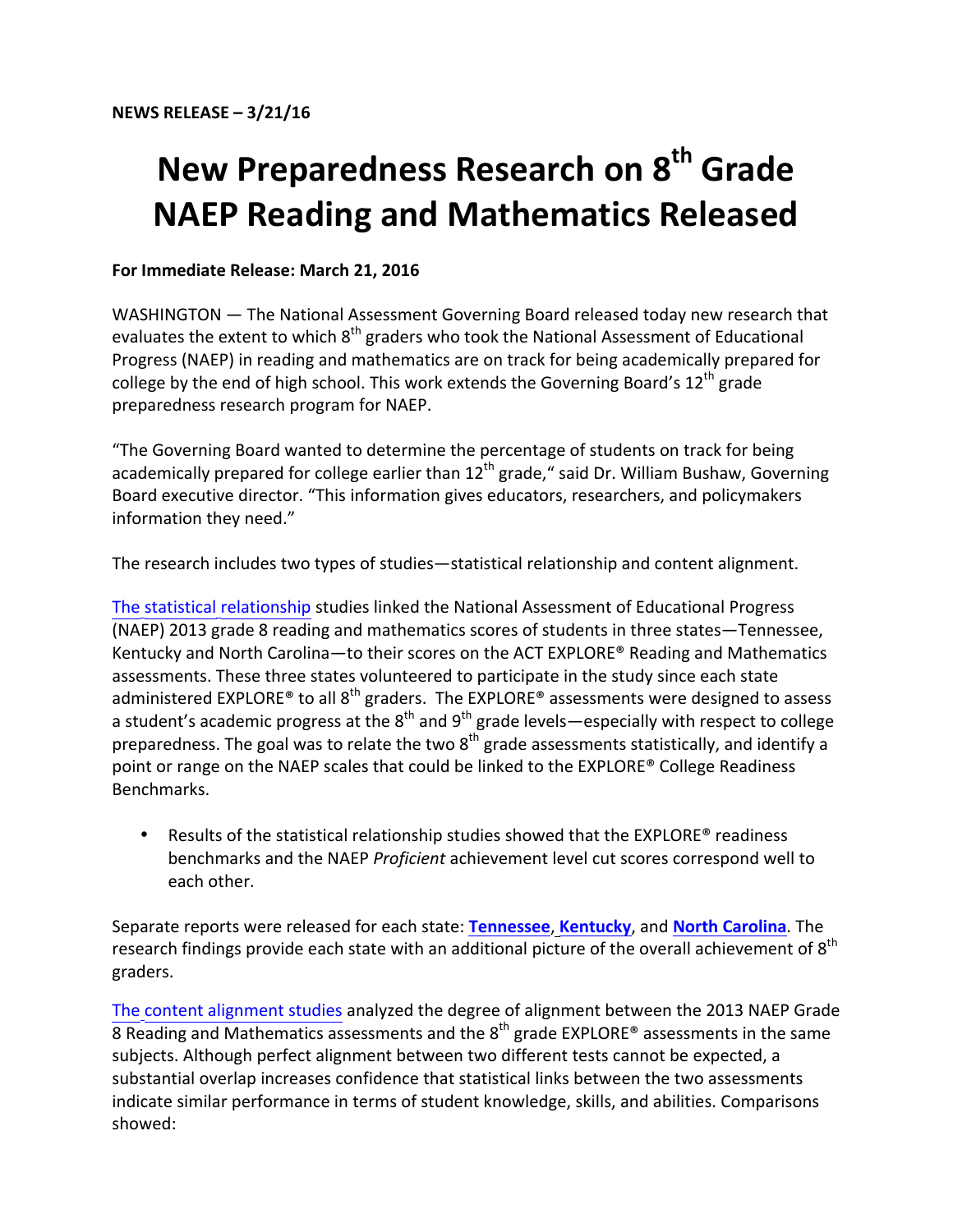**NEWS RELEASE – 3/21/16**

# New Preparedness Research on 8th Grade NAEP Reading and Mathematics Released

**For Immediate Release: March 21, 2016**

WASHINGTON — The National Assessment Governing Board released today new research that evaluates the extent to which 8th graders who took the National Assessment of Educational Progress (NAEP) in reading and mathematics are on track for being academically prepared for college by the end of high school. This work extends the Governing Board's 12th grade preparedness research program for NAEP.

"The Governing Board wanted to determine the percentage of students on track for being academically prepared for college earlier than 12th grade," said Dr. William Bushaw, Governing Board executive director. "This information gives educators, researchers, and policymakers information they need."

The research includes two types of studies—statistical relationship and content alignment.

The statistical relationship studies linked the National Assessment of Educational Progress (NAEP) 2013 grade 8 reading and mathematics scores of students in three states—Tennessee, Kentucky and North Carolina—to their scores on the ACT EXPLORE® Reading and Mathematics assessments. These three states volunteered to participate in the study since each state administered EXPLORE® to all 8th graders. The EXPLORE® assessments were designed to assess a student's academic progress at the 8th and 9th grade levels—especially with respect to college preparedness. The goal was to relate the two 8th grade assessments statistically, and identify a point or range on the NAEP scales that could be linked to the EXPLORE® College Readiness Benchmarks.

- Results of the statistical relationship studies showed that the EXPLORE® readiness benchmarks and the NAEP *Proficient* achievement level cut scores correspond well to each other.

Separate reports were released for each state: **Tennessee**, **Kentucky**, and **North Carolina**. The research findings provide each state with an additional picture of the overall achievement of 8th graders.

The content alignment studies analyzed the degree of alignment between the 2013 NAEP Grade 8 Reading and Mathematics assessments and the 8th grade EXPLORE® assessments in the same subjects. Although perfect alignment between two different tests cannot be expected, a substantial overlap increases confidence that statistical links between the two assessments indicate similar performance in terms of student knowledge, skills, and abilities. Comparisons showed: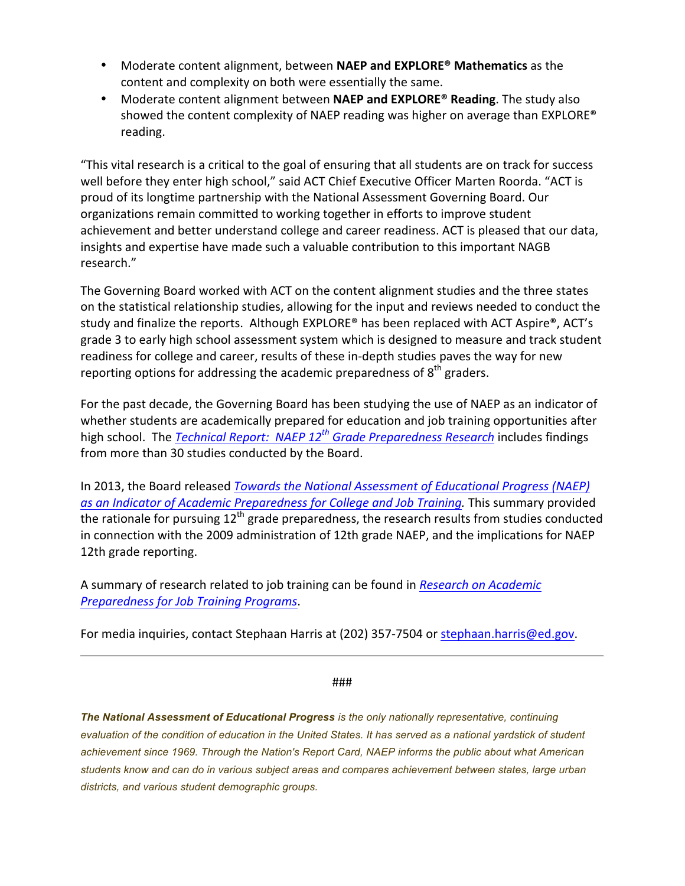- Moderate content alignment, between **NAEP and EXPLORE® Mathematics** as the content and complexity on both were essentially the same.
- Moderate content alignment between **NAEP and EXPLORE® Reading**. The study also showed the content complexity of NAEP reading was higher on average than EXPLORE® reading.

"This vital research is a critical to the goal of ensuring that all students are on track for success well before they enter high school," said ACT Chief Executive Officer Marten Roorda. "ACT is proud of its longtime partnership with the National Assessment Governing Board. Our organizations remain committed to working together in efforts to improve student achievement and better understand college and career readiness. ACT is pleased that our data, insights and expertise have made such a valuable contribution to this important NAGB research."

The Governing Board worked with ACT on the content alignment studies and the three states on the statistical relationship studies, allowing for the input and reviews needed to conduct the study and finalize the reports. Although EXPLORE® has been replaced with ACT Aspire®, ACT's grade 3 to early high school assessment system which is designed to measure and track student readiness for college and career, results of these in-depth studies paves the way for new reporting options for addressing the academic preparedness of 8th graders.

For the past decade, the Governing Board has been studying the use of NAEP as an indicator of whether students are academically prepared for education and job training opportunities after high school. The *Technical Report: NAEP 12th Grade Preparedness Research* includes findings from more than 30 studies conducted by the Board.

In 2013, the Board released *Towards the National Assessment of Educational Progress (NAEP) as an Indicator of Academic Preparedness for College and Job Training.* This summary provided the rationale for pursuing 12th grade preparedness, the research results from studies conducted in connection with the 2009 administration of 12th grade NAEP, and the implications for NAEP 12th grade reporting.

A summary of research related to job training can be found in *Research on Academic Preparedness for Job Training Programs*.

For media inquiries, contact Stephaan Harris at (202) 357-7504 or stephaan.harris@ed.gov.

---

###

***The National Assessment of Educational Progress** is the only nationally representative, continuing evaluation of the condition of education in the United States. It has served as a national yardstick of student achievement since 1969. Through the Nation's Report Card, NAEP informs the public about what American students know and can do in various subject areas and compares achievement between states, large urban districts, and various student demographic groups.*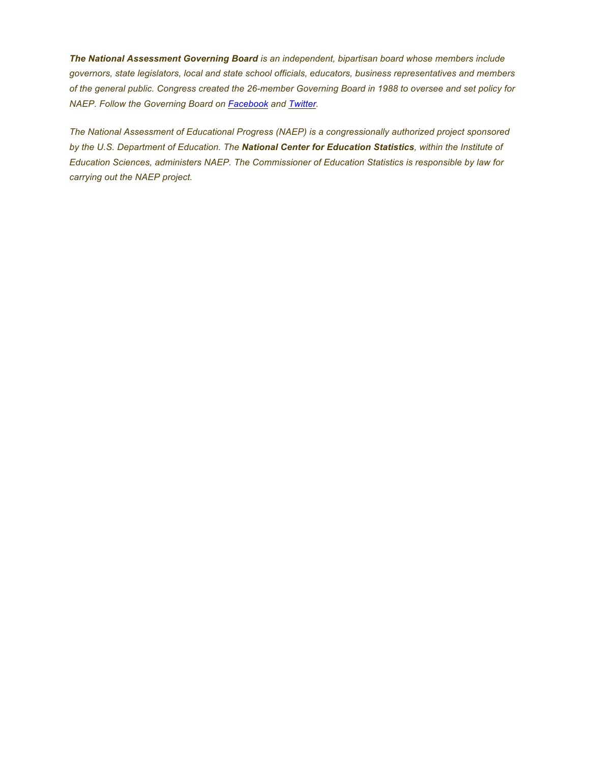***The National Assessment Governing Board** is an independent, bipartisan board whose members include governors, state legislators, local and state school officials, educators, business representatives and members of the general public. Congress created the 26-member Governing Board in 1988 to oversee and set policy for NAEP. Follow the Governing Board on Facebook and Twitter.*

*The National Assessment of Educational Progress (NAEP) is a congressionally authorized project sponsored by the U.S. Department of Education. The **National Center for Education Statistics**, within the Institute of Education Sciences, administers NAEP. The Commissioner of Education Statistics is responsible by law for carrying out the NAEP project.*